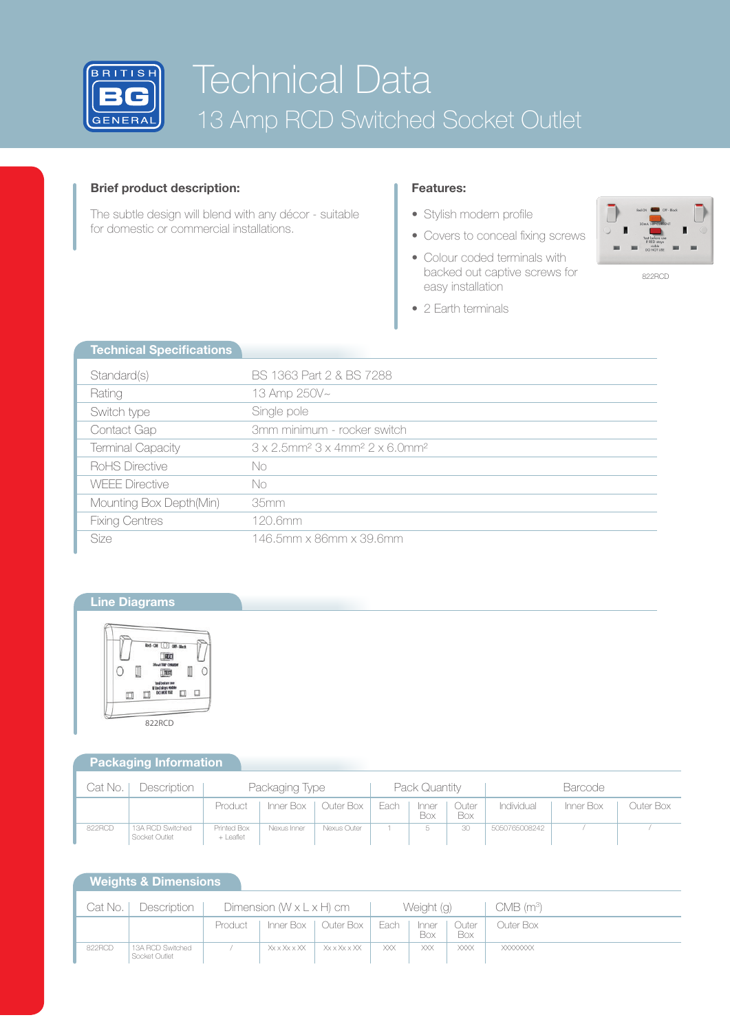# Technical Data

## 13 Amp RCD Switched Socket Outlet

### Brief product description:

The subtle design will blend with any décor - suitable for domestic or commercial installations.

### Features:

- Stylish modern profile
- Covers to conceal fixing screws
- Colour coded terminals with backed out captive screws for easy installation
- 2 Earth terminals

822RCD

## Technical Specifications

| | |
|---|---|
| Standard(s) | BS 1363 Part 2 & BS 7288 |
| Rating | 13 Amp 250V~ |
| Switch type | Single pole |
| Contact Gap | 3mm minimum - rocker switch |
| Terminal Capacity | 3 x 2.5mm² 3 x 4mm² 2 x 6.0mm² |
| RoHS Directive | No |
| WEEE Directive | No |
| Mounting Box Depth(Min) | 35mm |
| Fixing Centres | 120.6mm |
| Size | 146.5mm x 86mm x 39.6mm |

## Line Diagrams

822RCD

## Packaging Information

| Cat No. | Description | Packaging Type | | | Pack Quantity | | | Barcode | | |
|---|---|---|---|---|---|---|---|---|---|---|
| | | Product | Inner Box | Outer Box | Each | Inner Box | Outer Box | Individual | Inner Box | Outer Box |
| 822RCD | 13A RCD Switched Socket Outlet | Printed Box + Leaflet | Nexus Inner | Nexus Outer | 1 | 5 | 30 | 5050765008242 | / | / |

## Weights & Dimensions

| Cat No. | Description | Dimension (W x L x H) cm | | | Weight (g) | | | CMB (m³) |
|---|---|---|---|---|---|---|---|---|
| | | Product | Inner Box | Outer Box | Each | Inner Box | Outer Box | Outer Box |
| 822RCD | 13A RCD Switched Socket Outlet | / | Xx x Xx x XX | Xx x Xx x XX | XXX | XXX | XXXX | XXXXXXXX |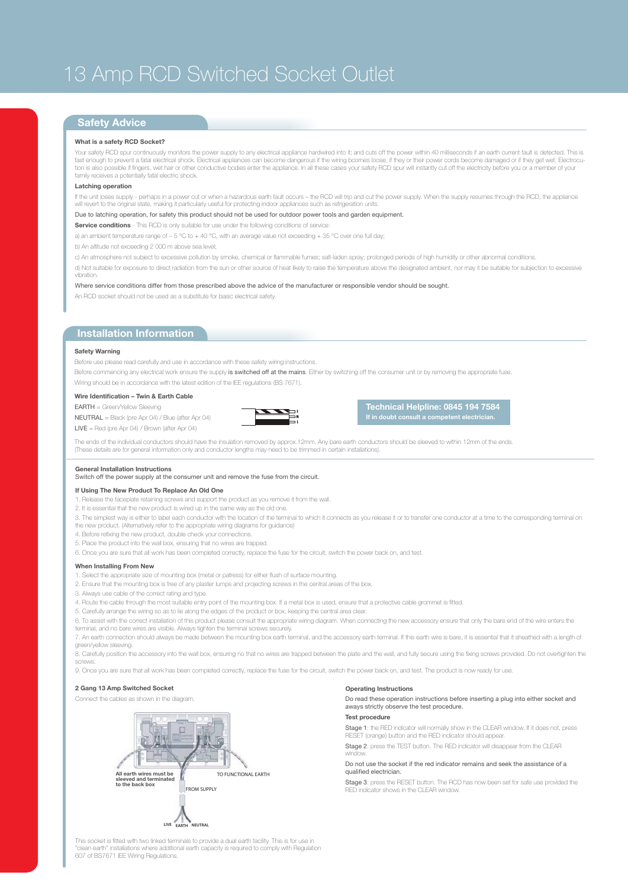# 13 Amp RCD Switched Socket Outlet

## Safety Advice

**What is a safety RCD Socket?**

Your safety RCD spur continuously monitors the power supply to any electrical appliance hardwired into it; and cuts off the power within 40 milliseconds if an earth current fault is detected. This is fast enough to prevent a fatal electrical shock. Electrical appliances can become dangerous if the wiring bcomes loose, if they or their power cords become damaged or if they get wet. Electrocution is also possible if fingers, wet hair or other conductive bodies enter the appliance. In all these cases your safety RCD spur will instantly cut off the electricity before you or a member of your family receives a potentially fatal electric shock.

**Latching operation**

If the unit loses supply - perhaps in a power cut or when a hazardous earth fault occurs – the RCD will trip and cut the power supply. When the supply resumes through the RCD, the appliance will revert to the original state, making it particularly useful for protecting indoor appliances such as refrigeration units.

Due to latching operation, for safety this product should not be used for outdoor power tools and garden equipment.

**Service conditions** - This RCD is only suitable for use under the following conditions of service:

a) an ambient temperature range of – 5 °C to + 40 °C, with an average value not exceeding + 35 °C over one full day;

b) An altitude not exceeding 2 000 m above sea level;

c) An atmosphere not subject to excessive pollution by smoke, chemical or flammable fumes; salt-laden spray; prolonged periods of high humidity or other abnormal conditions.

d) Not suitable for exposure to direct radiation from the sun or other source of heat likely to raise the temperature above the designated ambient, nor may it be suitable for subjection to excessive vibration.

Where service conditions differ from those prescribed above the advice of the manufacturer or responsible vendor should be sought.

An RCD socket should not be used as a substitute for basic electrical safety.

## Installation Information

**Safety Warning**

Before use please read carefully and use in accordance with these safety wiring instructions.

Before commencing any electrical work ensure the supply is switched off at the mains. Either by switching off the consumer unit or by removing the appropriate fuse.

Wiring should be in accordance with the latest edition of the IEE regulations (BS 7671).

**Wire Identification – Twin & Earth Cable**

EARTH = Green/Yellow Sleeving

NEUTRAL = Black (pre Apr 04) / Blue (after Apr 04)

LIVE = Red (pre Apr 04) / Brown (after Apr 04)

E
N
L

**Technical Helpline: 0845 194 7584**
**If in doubt consult a competent electrician.**

The ends of the individual conductors should have the insulation removed by approx.12mm. Any bare earth conductors should be sleeved to within 12mm of the ends. (These details are for general information only and conductor lengths may need to be trimmed in certain installations).

**General Installation Instructions**
Switch off the power supply at the consumer unit and remove the fuse from the circuit.

**If Using The New Product To Replace An Old One**

1. Release the faceplate retaining screws and support the product as you remove it from the wall.
2. It is essential that the new product is wired up in the same way as the old one.
3. The simplest way is either to label each conductor with the location of the terminal to which it connects as you release it or to transfer one conductor at a time to the corresponding terminal on the new product. (Alternatively refer to the appropriate wiring diagrams for guidance)
4. Before refixing the new product, double check your connections.
5. Place the product into the wall box, ensuring that no wires are trapped.
6. Once you are sure that all work has been completed correctly, replace the fuse for the circuit, switch the power back on, and test.

**When Installing From New**

1. Select the appropriate size of mounting box (metal or patress) for either flush of surface mounting.
2. Ensure that the mounting box is free of any plaster lumps and projecting screws in the central areas of the box.
3. Always use cable of the correct rating and type.
4. Route the cable through the most suitable entry point of the mounting box. If a metal box is used, ensure that a protective cable grommet is fitted.
5. Carefully arrange the wiring so as to lie along the edges of the product or box, keeping the central area clear.
6. To assist with the correct installation of this product please consult the appropriate wiring diagram. When connecting the new accessory ensure that only the bare end of the wire enters the terminal, and no bare wires are visible. Always tighten the terminal screws securely.
7. An earth connection should always be made between the mounting box earth terminal, and the accessory earth terminal. If this earth wire is bare, it is essential that it sheathed with a length of green/yellow sleeving.
8. Carefully position the accessory into the wall box, ensuring no that no wires are trapped between the plate and the wall, and fully secure using the fixing screws provided. Do not overtighten the screws.
9. Once you are sure that all work has been completed correctly, replace the fuse for the circuit, switch the power back on, and test. The product is now ready for use.

**2 Gang 13 Amp Switched Socket**

Connect the cables as shown in the diagram.

All earth wires must be sleeved and terminated to the back box

TO FUNCTIONAL EARTH

FROM SUPPLY

LIVE EARTH NEUTRAL

This socket is fitted with two linked terminals to provide a dual earth facility. This is for use in "clean earth" installations where additional earth capacity is required to comply with Regulation 607 of BS7671 IEE Wiring Regulations.

**Operating Instructions**

Do read these operation instructions before inserting a plug into either socket and aways strictly observe the test procedure.

**Test procedure**

Stage 1: the RED indicator will normally show in the CLEAR window. If it does not, press RESET (orange) button and the RED indicator should appear.

Stage 2: press the TEST button. The RED indicator will disappear from the CLEAR window.

Do not use the socket if the red indicator remains and seek the assistance of a qualified electrician.

Stage 3: press the RESET button. The RCD has now been set for safe use provided the RED indicator shows in the CLEAR window.